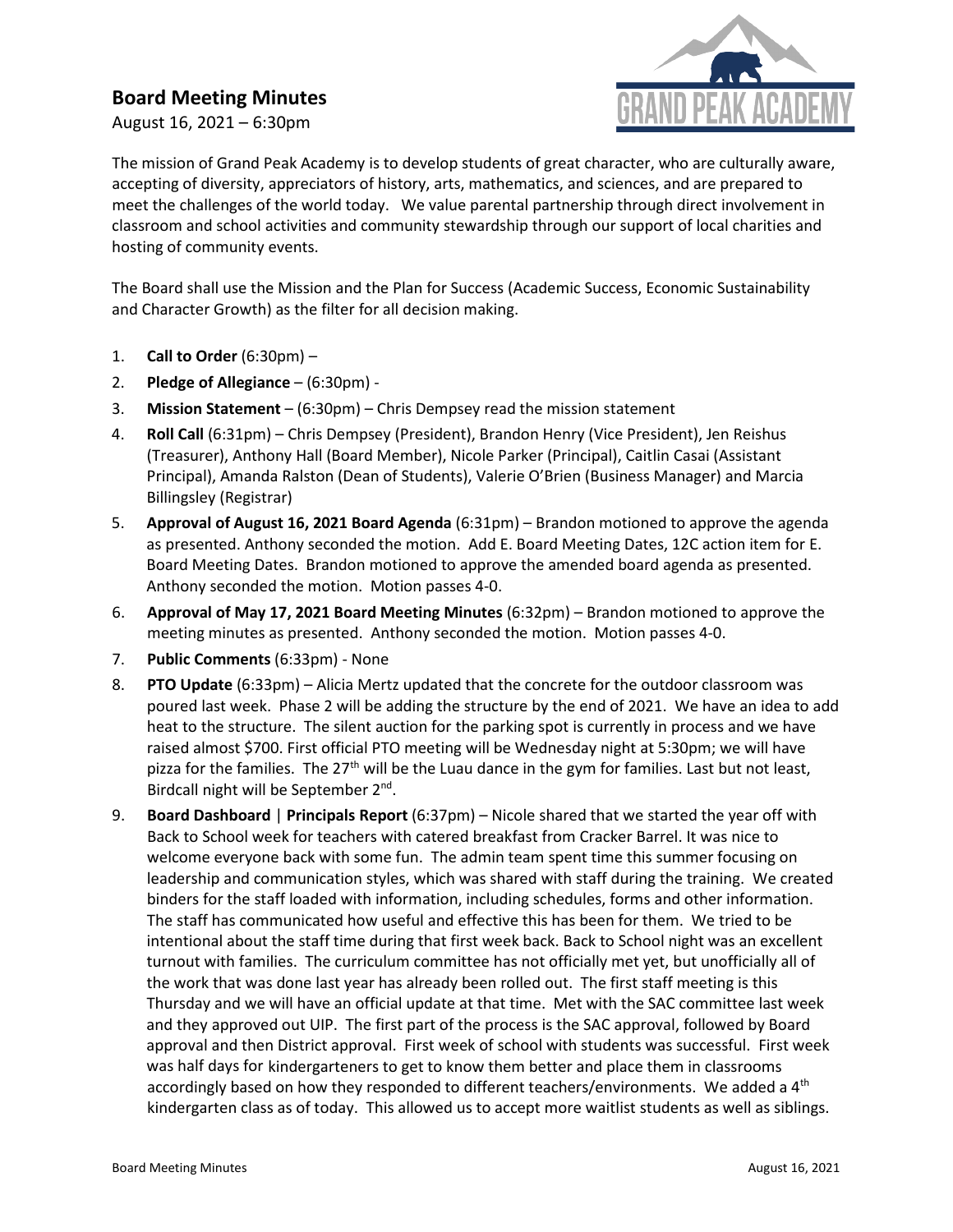# Board Meeting Minutes

August 16, 2021 – 6:30pm

The mission of Grand Peak Academy is to develop students of great character, who are culturally aware, accepting of diversity, appreciators of history, arts, mathematics, and sciences, and are prepared to meet the challenges of the world today. We value parental partnership through direct involvement in classroom and school activities and community stewardship through our support of local charities and hosting of community events.

The Board shall use the Mission and the Plan for Success (Academic Success, Economic Sustainability and Character Growth) as the filter for all decision making.

1. **Call to Order** (6:30pm) –
2. **Pledge of Allegiance** – (6:30pm) -
3. **Mission Statement** – (6:30pm) – Chris Dempsey read the mission statement
4. **Roll Call** (6:31pm) – Chris Dempsey (President), Brandon Henry (Vice President), Jen Reishus (Treasurer), Anthony Hall (Board Member), Nicole Parker (Principal), Caitlin Casai (Assistant Principal), Amanda Ralston (Dean of Students), Valerie O'Brien (Business Manager) and Marcia Billingsley (Registrar)
5. **Approval of August 16, 2021 Board Agenda** (6:31pm) – Brandon motioned to approve the agenda as presented. Anthony seconded the motion. Add E. Board Meeting Dates, 12C action item for E. Board Meeting Dates. Brandon motioned to approve the amended board agenda as presented. Anthony seconded the motion. Motion passes 4-0.
6. **Approval of May 17, 2021 Board Meeting Minutes** (6:32pm) – Brandon motioned to approve the meeting minutes as presented. Anthony seconded the motion. Motion passes 4-0.
7. **Public Comments** (6:33pm) - None
8. **PTO Update** (6:33pm) – Alicia Mertz updated that the concrete for the outdoor classroom was poured last week. Phase 2 will be adding the structure by the end of 2021. We have an idea to add heat to the structure. The silent auction for the parking spot is currently in process and we have raised almost $700. First official PTO meeting will be Wednesday night at 5:30pm; we will have pizza for the families. The 27th will be the Luau dance in the gym for families. Last but not least, Birdcall night will be September 2nd.
9. **Board Dashboard** | **Principals Report** (6:37pm) – Nicole shared that we started the year off with Back to School week for teachers with catered breakfast from Cracker Barrel. It was nice to welcome everyone back with some fun. The admin team spent time this summer focusing on leadership and communication styles, which was shared with staff during the training. We created binders for the staff loaded with information, including schedules, forms and other information. The staff has communicated how useful and effective this has been for them. We tried to be intentional about the staff time during that first week back. Back to School night was an excellent turnout with families. The curriculum committee has not officially met yet, but unofficially all of the work that was done last year has already been rolled out. The first staff meeting is this Thursday and we will have an official update at that time. Met with the SAC committee last week and they approved out UIP. The first part of the process is the SAC approval, followed by Board approval and then District approval. First week of school with students was successful. First week was half days for kindergarteners to get to know them better and place them in classrooms accordingly based on how they responded to different teachers/environments. We added a 4th kindergarten class as of today. This allowed us to accept more waitlist students as well as siblings.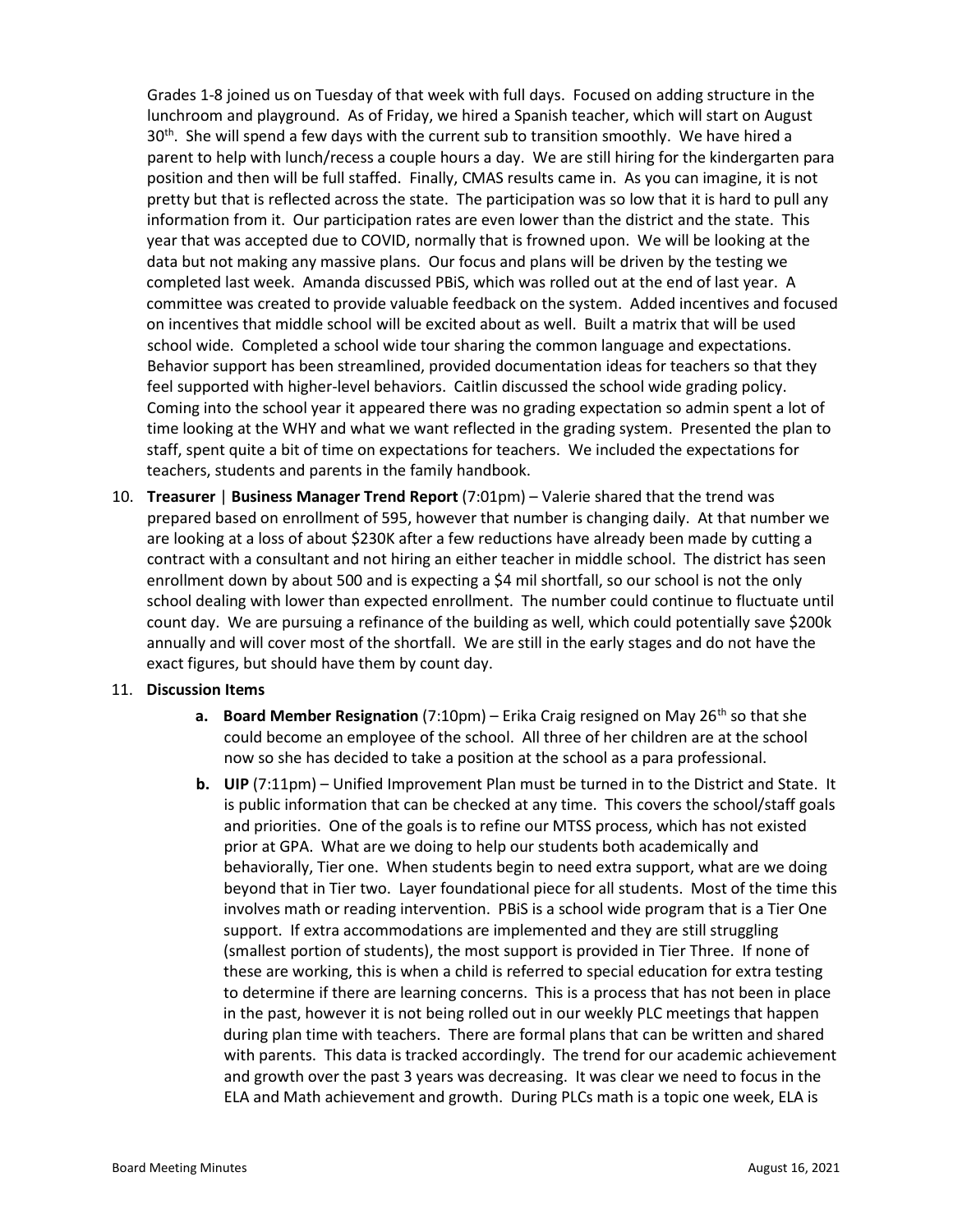Grades 1-8 joined us on Tuesday of that week with full days. Focused on adding structure in the lunchroom and playground. As of Friday, we hired a Spanish teacher, which will start on August 30th. She will spend a few days with the current sub to transition smoothly. We have hired a parent to help with lunch/recess a couple hours a day. We are still hiring for the kindergarten para position and then will be full staffed. Finally, CMAS results came in. As you can imagine, it is not pretty but that is reflected across the state. The participation was so low that it is hard to pull any information from it. Our participation rates are even lower than the district and the state. This year that was accepted due to COVID, normally that is frowned upon. We will be looking at the data but not making any massive plans. Our focus and plans will be driven by the testing we completed last week. Amanda discussed PBiS, which was rolled out at the end of last year. A committee was created to provide valuable feedback on the system. Added incentives and focused on incentives that middle school will be excited about as well. Built a matrix that will be used school wide. Completed a school wide tour sharing the common language and expectations. Behavior support has been streamlined, provided documentation ideas for teachers so that they feel supported with higher-level behaviors. Caitlin discussed the school wide grading policy. Coming into the school year it appeared there was no grading expectation so admin spent a lot of time looking at the WHY and what we want reflected in the grading system. Presented the plan to staff, spent quite a bit of time on expectations for teachers. We included the expectations for teachers, students and parents in the family handbook.

10. **Treasurer** | **Business Manager Trend Report** (7:01pm) – Valerie shared that the trend was prepared based on enrollment of 595, however that number is changing daily. At that number we are looking at a loss of about $230K after a few reductions have already been made by cutting a contract with a consultant and not hiring an either teacher in middle school. The district has seen enrollment down by about 500 and is expecting a $4 mil shortfall, so our school is not the only school dealing with lower than expected enrollment. The number could continue to fluctuate until count day. We are pursuing a refinance of the building as well, which could potentially save $200k annually and will cover most of the shortfall. We are still in the early stages and do not have the exact figures, but should have them by count day.

11. **Discussion Items**

    a. **Board Member Resignation** (7:10pm) – Erika Craig resigned on May 26th so that she could become an employee of the school. All three of her children are at the school now so she has decided to take a position at the school as a para professional.

    b. **UIP** (7:11pm) – Unified Improvement Plan must be turned in to the District and State. It is public information that can be checked at any time. This covers the school/staff goals and priorities. One of the goals is to refine our MTSS process, which has not existed prior at GPA. What are we doing to help our students both academically and behaviorally, Tier one. When students begin to need extra support, what are we doing beyond that in Tier two. Layer foundational piece for all students. Most of the time this involves math or reading intervention. PBiS is a school wide program that is a Tier One support. If extra accommodations are implemented and they are still struggling (smallest portion of students), the most support is provided in Tier Three. If none of these are working, this is when a child is referred to special education for extra testing to determine if there are learning concerns. This is a process that has not been in place in the past, however it is not being rolled out in our weekly PLC meetings that happen during plan time with teachers. There are formal plans that can be written and shared with parents. This data is tracked accordingly. The trend for our academic achievement and growth over the past 3 years was decreasing. It was clear we need to focus in the ELA and Math achievement and growth. During PLCs math is a topic one week, ELA is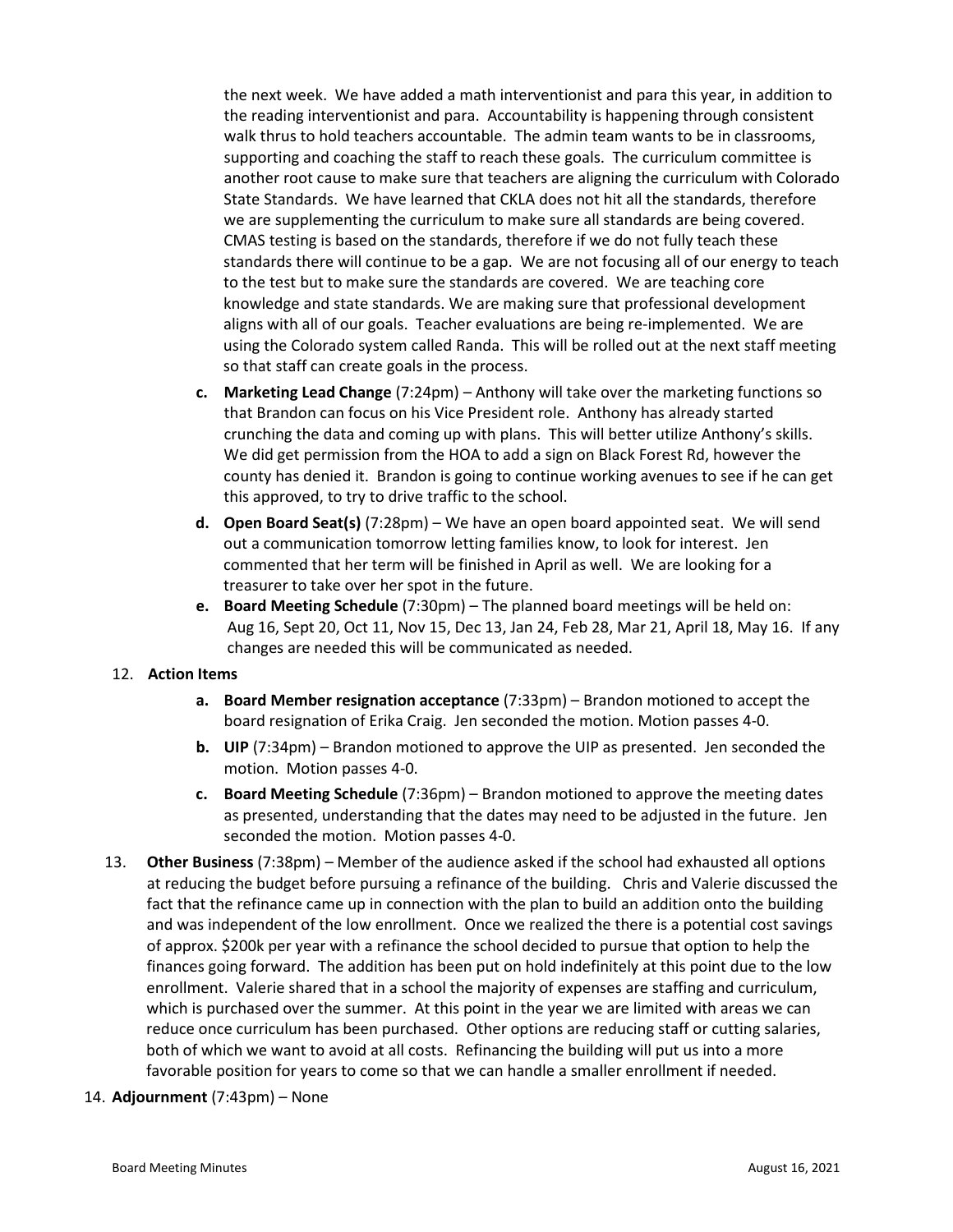the next week. We have added a math interventionist and para this year, in addition to the reading interventionist and para. Accountability is happening through consistent walk thrus to hold teachers accountable. The admin team wants to be in classrooms, supporting and coaching the staff to reach these goals. The curriculum committee is another root cause to make sure that teachers are aligning the curriculum with Colorado State Standards. We have learned that CKLA does not hit all the standards, therefore we are supplementing the curriculum to make sure all standards are being covered. CMAS testing is based on the standards, therefore if we do not fully teach these standards there will continue to be a gap. We are not focusing all of our energy to teach to the test but to make sure the standards are covered. We are teaching core knowledge and state standards. We are making sure that professional development aligns with all of our goals. Teacher evaluations are being re-implemented. We are using the Colorado system called Randa. This will be rolled out at the next staff meeting so that staff can create goals in the process.

c. **Marketing Lead Change** (7:24pm) – Anthony will take over the marketing functions so that Brandon can focus on his Vice President role. Anthony has already started crunching the data and coming up with plans. This will better utilize Anthony's skills. We did get permission from the HOA to add a sign on Black Forest Rd, however the county has denied it. Brandon is going to continue working avenues to see if he can get this approved, to try to drive traffic to the school.

d. **Open Board Seat(s)** (7:28pm) – We have an open board appointed seat. We will send out a communication tomorrow letting families know, to look for interest. Jen commented that her term will be finished in April as well. We are looking for a treasurer to take over her spot in the future.

e. **Board Meeting Schedule** (7:30pm) – The planned board meetings will be held on: Aug 16, Sept 20, Oct 11, Nov 15, Dec 13, Jan 24, Feb 28, Mar 21, April 18, May 16. If any changes are needed this will be communicated as needed.

12. **Action Items**

a. **Board Member resignation acceptance** (7:33pm) – Brandon motioned to accept the board resignation of Erika Craig. Jen seconded the motion. Motion passes 4-0.

b. **UIP** (7:34pm) – Brandon motioned to approve the UIP as presented. Jen seconded the motion. Motion passes 4-0.

c. **Board Meeting Schedule** (7:36pm) – Brandon motioned to approve the meeting dates as presented, understanding that the dates may need to be adjusted in the future. Jen seconded the motion. Motion passes 4-0.

13. **Other Business** (7:38pm) – Member of the audience asked if the school had exhausted all options at reducing the budget before pursuing a refinance of the building. Chris and Valerie discussed the fact that the refinance came up in connection with the plan to build an addition onto the building and was independent of the low enrollment. Once we realized the there is a potential cost savings of approx. $200k per year with a refinance the school decided to pursue that option to help the finances going forward. The addition has been put on hold indefinitely at this point due to the low enrollment. Valerie shared that in a school the majority of expenses are staffing and curriculum, which is purchased over the summer. At this point in the year we are limited with areas we can reduce once curriculum has been purchased. Other options are reducing staff or cutting salaries, both of which we want to avoid at all costs. Refinancing the building will put us into a more favorable position for years to come so that we can handle a smaller enrollment if needed.

14. **Adjournment** (7:43pm) – None